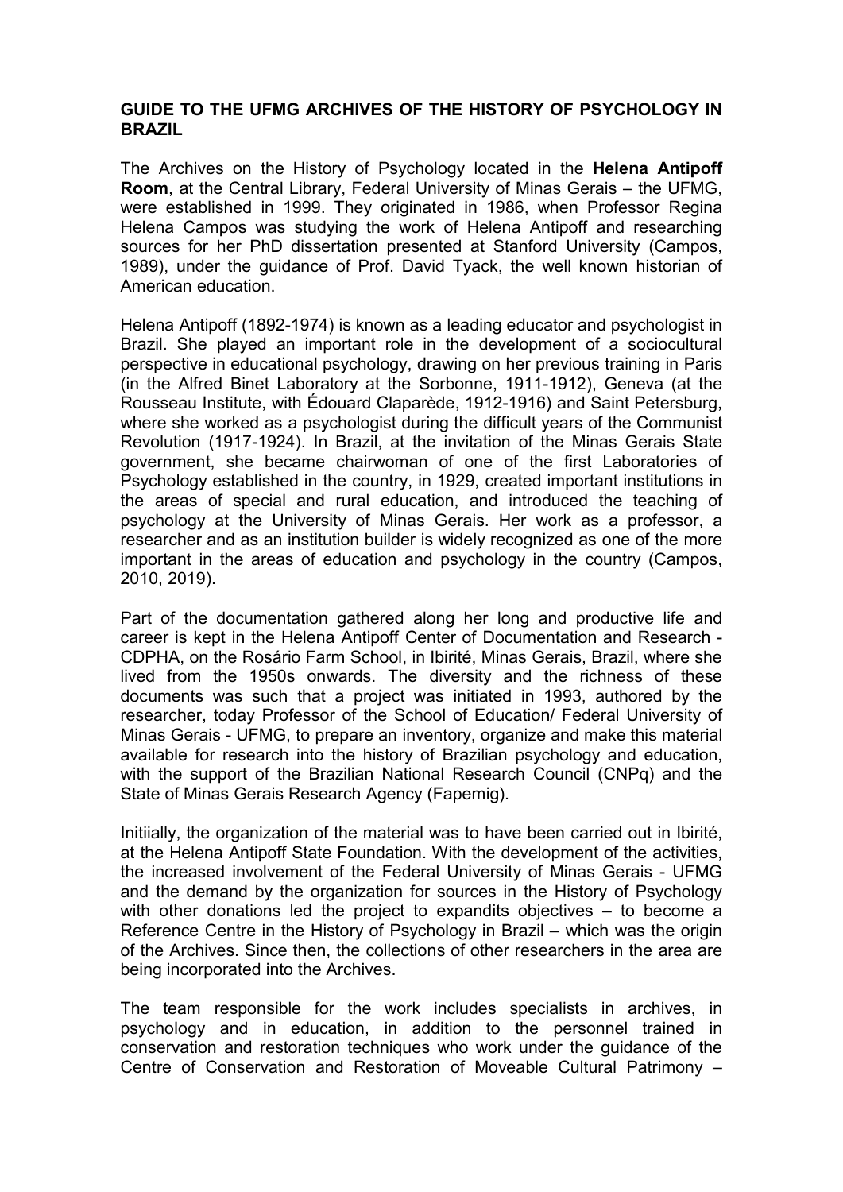**GUIDE TO THE UFMG ARCHIVES OF THE HISTORY OF PSYCHOLOGY IN BRAZIL**

The Archives on the History of Psychology located in the **Helena Antipoff Room**, at the Central Library, Federal University of Minas Gerais – the UFMG, were established in 1999. They originated in 1986, when Professor Regina Helena Campos was studying the work of Helena Antipoff and researching sources for her PhD dissertation presented at Stanford University (Campos, 1989), under the guidance of Prof. David Tyack, the well known historian of American education.

Helena Antipoff (1892-1974) is known as a leading educator and psychologist in Brazil. She played an important role in the development of a sociocultural perspective in educational psychology, drawing on her previous training in Paris (in the Alfred Binet Laboratory at the Sorbonne, 1911-1912), Geneva (at the Rousseau Institute, with Édouard Claparède, 1912-1916) and Saint Petersburg, where she worked as a psychologist during the difficult years of the Communist Revolution (1917-1924). In Brazil, at the invitation of the Minas Gerais State government, she became chairwoman of one of the first Laboratories of Psychology established in the country, in 1929, created important institutions in the areas of special and rural education, and introduced the teaching of psychology at the University of Minas Gerais. Her work as a professor, a researcher and as an institution builder is widely recognized as one of the more important in the areas of education and psychology in the country (Campos, 2010, 2019).

Part of the documentation gathered along her long and productive life and career is kept in the Helena Antipoff Center of Documentation and Research - CDPHA, on the Rosário Farm School, in Ibirité, Minas Gerais, Brazil, where she lived from the 1950s onwards. The diversity and the richness of these documents was such that a project was initiated in 1993, authored by the researcher, today Professor of the School of Education/ Federal University of Minas Gerais - UFMG, to prepare an inventory, organize and make this material available for research into the history of Brazilian psychology and education, with the support of the Brazilian National Research Council (CNPq) and the State of Minas Gerais Research Agency (Fapemig).

Initiially, the organization of the material was to have been carried out in Ibirité, at the Helena Antipoff State Foundation. With the development of the activities, the increased involvement of the Federal University of Minas Gerais - UFMG and the demand by the organization for sources in the History of Psychology with other donations led the project to expandits objectives – to become a Reference Centre in the History of Psychology in Brazil – which was the origin of the Archives. Since then, the collections of other researchers in the area are being incorporated into the Archives.

The team responsible for the work includes specialists in archives, in psychology and in education, in addition to the personnel trained in conservation and restoration techniques who work under the guidance of the Centre of Conservation and Restoration of Moveable Cultural Patrimony –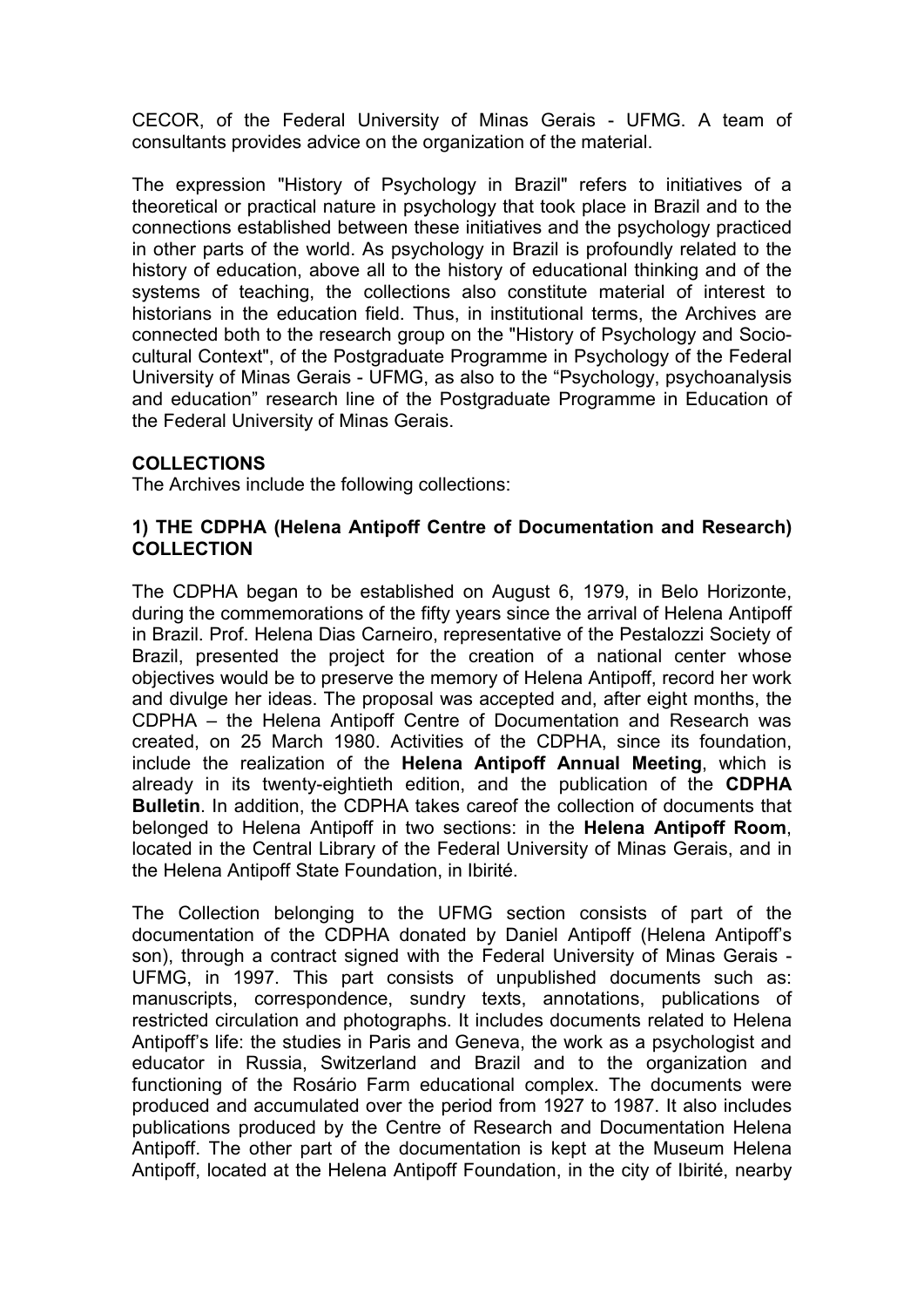CECOR, of the Federal University of Minas Gerais - UFMG. A team of consultants provides advice on the organization of the material.

The expression "History of Psychology in Brazil" refers to initiatives of a theoretical or practical nature in psychology that took place in Brazil and to the connections established between these initiatives and the psychology practiced in other parts of the world. As psychology in Brazil is profoundly related to the history of education, above all to the history of educational thinking and of the systems of teaching, the collections also constitute material of interest to historians in the education field. Thus, in institutional terms, the Archives are connected both to the research group on the "History of Psychology and Socio-cultural Context", of the Postgraduate Programme in Psychology of the Federal University of Minas Gerais - UFMG, as also to the “Psychology, psychoanalysis and education” research line of the Postgraduate Programme in Education of the Federal University of Minas Gerais.

## COLLECTIONS

The Archives include the following collections:

### 1) THE CDPHA (Helena Antipoff Centre of Documentation and Research) COLLECTION

The CDPHA began to be established on August 6, 1979, in Belo Horizonte, during the commemorations of the fifty years since the arrival of Helena Antipoff in Brazil. Prof. Helena Dias Carneiro, representative of the Pestalozzi Society of Brazil, presented the project for the creation of a national center whose objectives would be to preserve the memory of Helena Antipoff, record her work and divulge her ideas. The proposal was accepted and, after eight months, the CDPHA – the Helena Antipoff Centre of Documentation and Research was created, on 25 March 1980. Activities of the CDPHA, since its foundation, include the realization of the **Helena Antipoff Annual Meeting**, which is already in its twenty-eightieth edition, and the publication of the **CDPHA Bulletin**. In addition, the CDPHA takes careof the collection of documents that belonged to Helena Antipoff in two sections: in the **Helena Antipoff Room**, located in the Central Library of the Federal University of Minas Gerais, and in the Helena Antipoff State Foundation, in Ibirité.

The Collection belonging to the UFMG section consists of part of the documentation of the CDPHA donated by Daniel Antipoff (Helena Antipoff’s son), through a contract signed with the Federal University of Minas Gerais - UFMG, in 1997. This part consists of unpublished documents such as: manuscripts, correspondence, sundry texts, annotations, publications of restricted circulation and photographs. It includes documents related to Helena Antipoff’s life: the studies in Paris and Geneva, the work as a psychologist and educator in Russia, Switzerland and Brazil and to the organization and functioning of the Rosário Farm educational complex. The documents were produced and accumulated over the period from 1927 to 1987. It also includes publications produced by the Centre of Research and Documentation Helena Antipoff. The other part of the documentation is kept at the Museum Helena Antipoff, located at the Helena Antipoff Foundation, in the city of Ibirité, nearby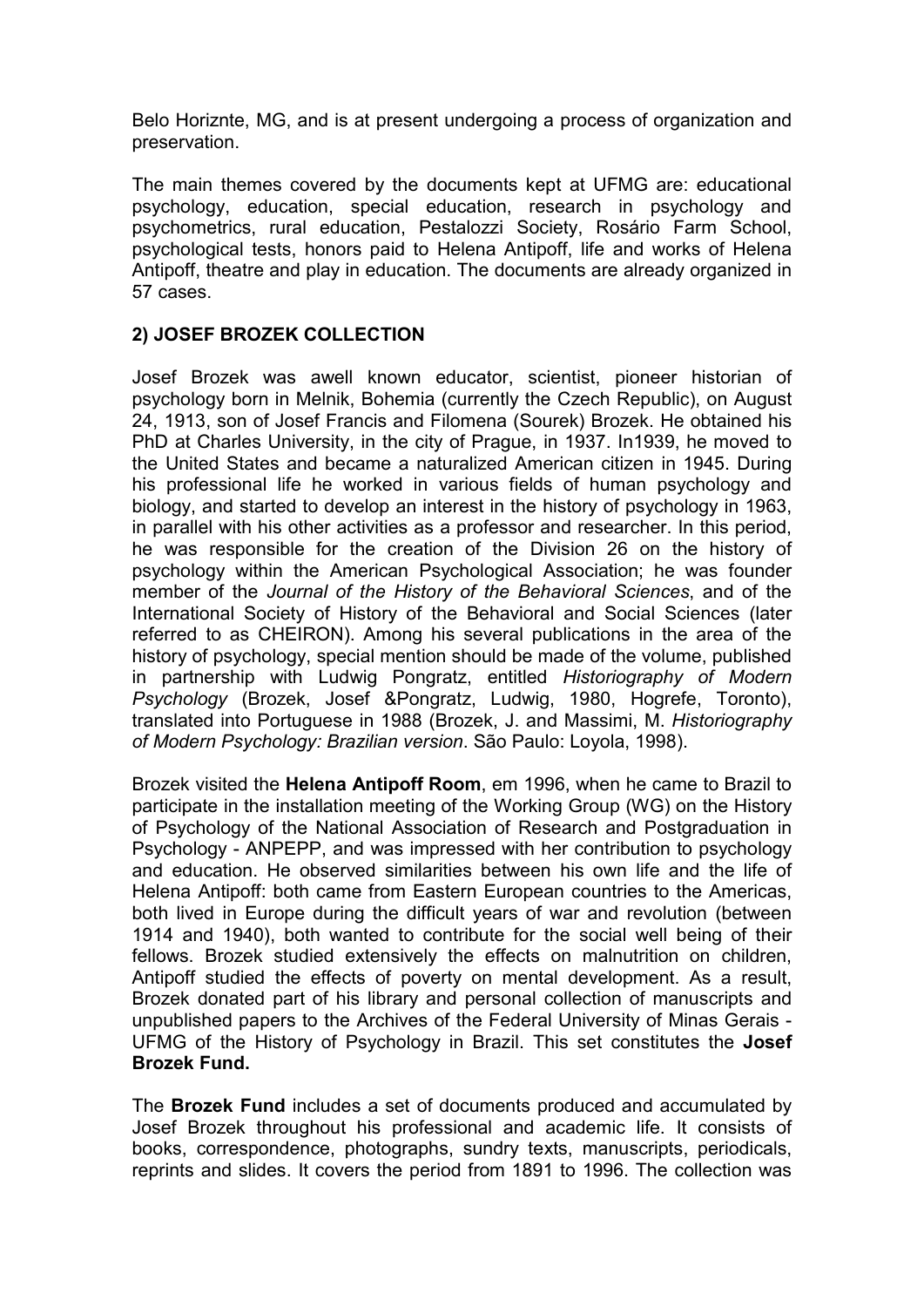Belo Horiznte, MG, and is at present undergoing a process of organization and preservation.

The main themes covered by the documents kept at UFMG are: educational psychology, education, special education, research in psychology and psychometrics, rural education, Pestalozzi Society, Rosário Farm School, psychological tests, honors paid to Helena Antipoff, life and works of Helena Antipoff, theatre and play in education. The documents are already organized in 57 cases.

## 2) JOSEF BROZEK COLLECTION

Josef Brozek was awell known educator, scientist, pioneer historian of psychology born in Melnik, Bohemia (currently the Czech Republic), on August 24, 1913, son of Josef Francis and Filomena (Sourek) Brozek. He obtained his PhD at Charles University, in the city of Prague, in 1937. In1939, he moved to the United States and became a naturalized American citizen in 1945. During his professional life he worked in various fields of human psychology and biology, and started to develop an interest in the history of psychology in 1963, in parallel with his other activities as a professor and researcher. In this period, he was responsible for the creation of the Division 26 on the history of psychology within the American Psychological Association; he was founder member of the *Journal of the History of the Behavioral Sciences*, and of the International Society of History of the Behavioral and Social Sciences (later referred to as CHEIRON). Among his several publications in the area of the history of psychology, special mention should be made of the volume, published in partnership with Ludwig Pongratz, entitled *Historiography of Modern Psychology* (Brozek, Josef &Pongratz, Ludwig, 1980, Hogrefe, Toronto), translated into Portuguese in 1988 (Brozek, J. and Massimi, M. *Historiography of Modern Psychology: Brazilian version*. São Paulo: Loyola, 1998).

Brozek visited the **Helena Antipoff Room**, em 1996, when he came to Brazil to participate in the installation meeting of the Working Group (WG) on the History of Psychology of the National Association of Research and Postgraduation in Psychology - ANPEPP, and was impressed with her contribution to psychology and education. He observed similarities between his own life and the life of Helena Antipoff: both came from Eastern European countries to the Americas, both lived in Europe during the difficult years of war and revolution (between 1914 and 1940), both wanted to contribute for the social well being of their fellows. Brozek studied extensively the effects on malnutrition on children, Antipoff studied the effects of poverty on mental development. As a result, Brozek donated part of his library and personal collection of manuscripts and unpublished papers to the Archives of the Federal University of Minas Gerais - UFMG of the History of Psychology in Brazil. This set constitutes the **Josef Brozek Fund.**

The **Brozek Fund** includes a set of documents produced and accumulated by Josef Brozek throughout his professional and academic life. It consists of books, correspondence, photographs, sundry texts, manuscripts, periodicals, reprints and slides. It covers the period from 1891 to 1996. The collection was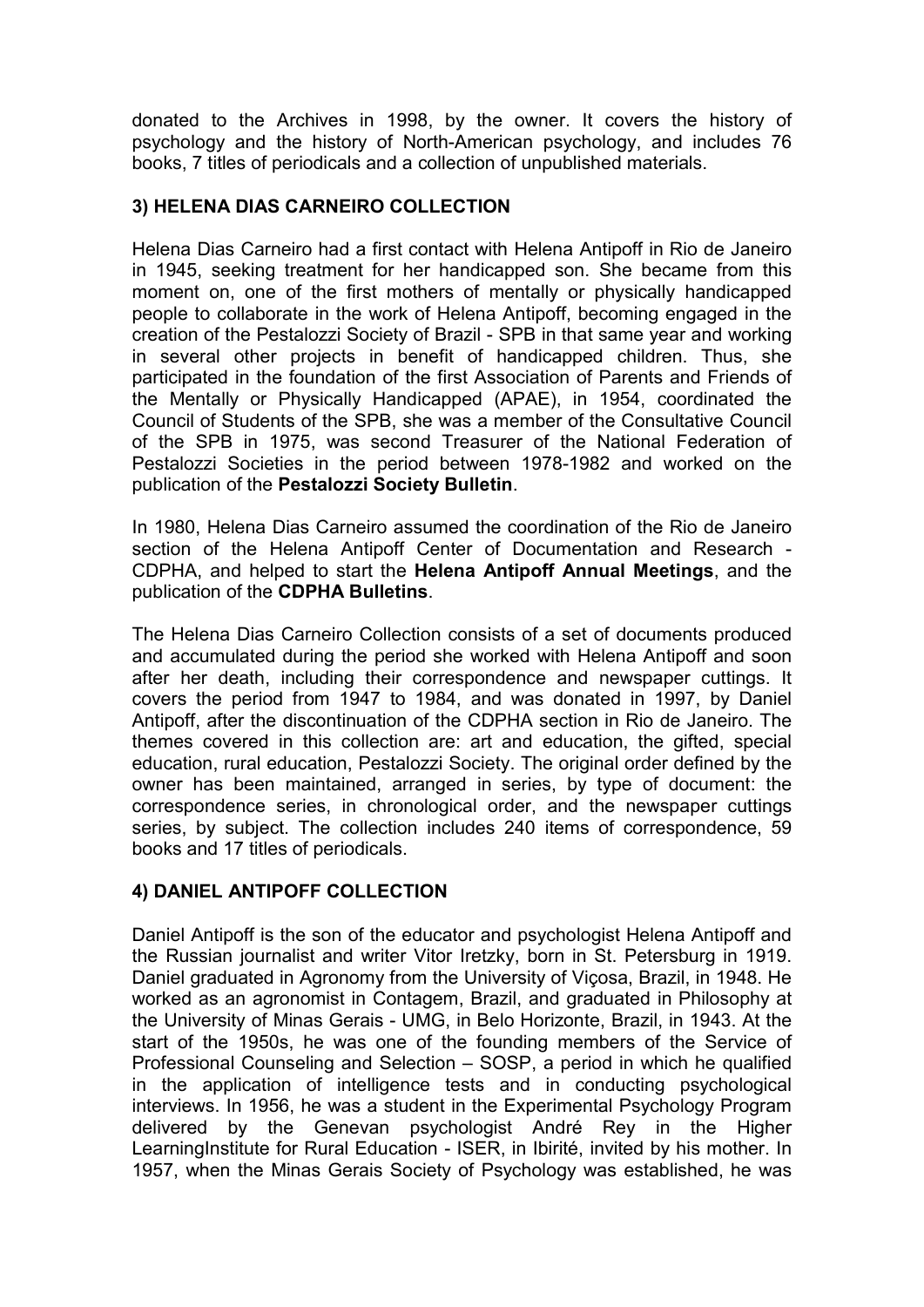donated to the Archives in 1998, by the owner. It covers the history of psychology and the history of North-American psychology, and includes 76 books, 7 titles of periodicals and a collection of unpublished materials.

### 3) HELENA DIAS CARNEIRO COLLECTION

Helena Dias Carneiro had a first contact with Helena Antipoff in Rio de Janeiro in 1945, seeking treatment for her handicapped son. She became from this moment on, one of the first mothers of mentally or physically handicapped people to collaborate in the work of Helena Antipoff, becoming engaged in the creation of the Pestalozzi Society of Brazil - SPB in that same year and working in several other projects in benefit of handicapped children. Thus, she participated in the foundation of the first Association of Parents and Friends of the Mentally or Physically Handicapped (APAE), in 1954, coordinated the Council of Students of the SPB, she was a member of the Consultative Council of the SPB in 1975, was second Treasurer of the National Federation of Pestalozzi Societies in the period between 1978-1982 and worked on the publication of the **Pestalozzi Society Bulletin**.

In 1980, Helena Dias Carneiro assumed the coordination of the Rio de Janeiro section of the Helena Antipoff Center of Documentation and Research - CDPHA, and helped to start the **Helena Antipoff Annual Meetings**, and the publication of the **CDPHA Bulletins**.

The Helena Dias Carneiro Collection consists of a set of documents produced and accumulated during the period she worked with Helena Antipoff and soon after her death, including their correspondence and newspaper cuttings. It covers the period from 1947 to 1984, and was donated in 1997, by Daniel Antipoff, after the discontinuation of the CDPHA section in Rio de Janeiro. The themes covered in this collection are: art and education, the gifted, special education, rural education, Pestalozzi Society. The original order defined by the owner has been maintained, arranged in series, by type of document: the correspondence series, in chronological order, and the newspaper cuttings series, by subject. The collection includes 240 items of correspondence, 59 books and 17 titles of periodicals.

### 4) DANIEL ANTIPOFF COLLECTION

Daniel Antipoff is the son of the educator and psychologist Helena Antipoff and the Russian journalist and writer Vitor Iretzky, born in St. Petersburg in 1919. Daniel graduated in Agronomy from the University of Viçosa, Brazil, in 1948. He worked as an agronomist in Contagem, Brazil, and graduated in Philosophy at the University of Minas Gerais - UMG, in Belo Horizonte, Brazil, in 1943. At the start of the 1950s, he was one of the founding members of the Service of Professional Counseling and Selection – SOSP, a period in which he qualified in the application of intelligence tests and in conducting psychological interviews. In 1956, he was a student in the Experimental Psychology Program delivered by the Genevan psychologist André Rey in the Higher LearningInstitute for Rural Education - ISER, in Ibirité, invited by his mother. In 1957, when the Minas Gerais Society of Psychology was established, he was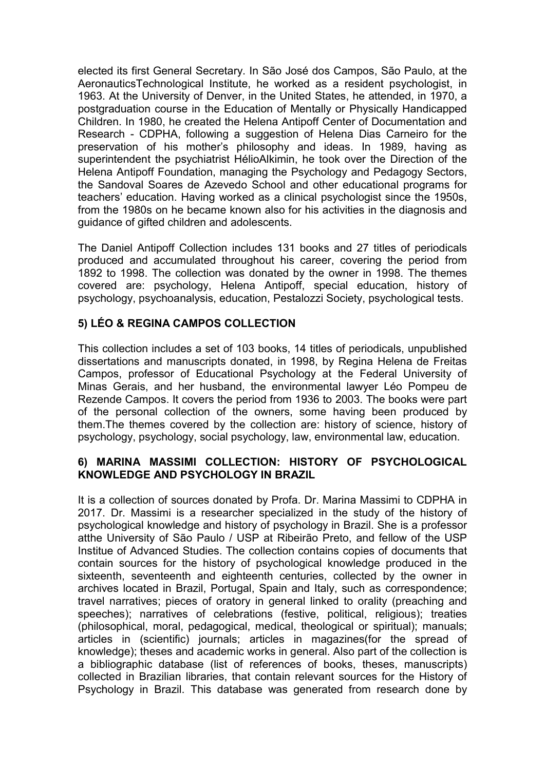elected its first General Secretary. In São José dos Campos, São Paulo, at the AeronauticsTechnological Institute, he worked as a resident psychologist, in 1963. At the University of Denver, in the United States, he attended, in 1970, a postgraduation course in the Education of Mentally or Physically Handicapped Children. In 1980, he created the Helena Antipoff Center of Documentation and Research - CDPHA, following a suggestion of Helena Dias Carneiro for the preservation of his mother's philosophy and ideas. In 1989, having as superintendent the psychiatrist HélioAlkimin, he took over the Direction of the Helena Antipoff Foundation, managing the Psychology and Pedagogy Sectors, the Sandoval Soares de Azevedo School and other educational programs for teachers' education. Having worked as a clinical psychologist since the 1950s, from the 1980s on he became known also for his activities in the diagnosis and guidance of gifted children and adolescents.

The Daniel Antipoff Collection includes 131 books and 27 titles of periodicals produced and accumulated throughout his career, covering the period from 1892 to 1998. The collection was donated by the owner in 1998. The themes covered are: psychology, Helena Antipoff, special education, history of psychology, psychoanalysis, education, Pestalozzi Society, psychological tests.

### 5) LÉO & REGINA CAMPOS COLLECTION

This collection includes a set of 103 books, 14 titles of periodicals, unpublished dissertations and manuscripts donated, in 1998, by Regina Helena de Freitas Campos, professor of Educational Psychology at the Federal University of Minas Gerais, and her husband, the environmental lawyer Léo Pompeu de Rezende Campos. It covers the period from 1936 to 2003. The books were part of the personal collection of the owners, some having been produced by them.The themes covered by the collection are: history of science, history of psychology, psychology, social psychology, law, environmental law, education.

### 6) MARINA MASSIMI COLLECTION: HISTORY OF PSYCHOLOGICAL KNOWLEDGE AND PSYCHOLOGY IN BRAZIL

It is a collection of sources donated by Profa. Dr. Marina Massimi to CDPHA in 2017. Dr. Massimi is a researcher specialized in the study of the history of psychological knowledge and history of psychology in Brazil. She is a professor atthe University of São Paulo / USP at Ribeirão Preto, and fellow of the USP Institue of Advanced Studies. The collection contains copies of documents that contain sources for the history of psychological knowledge produced in the sixteenth, seventeenth and eighteenth centuries, collected by the owner in archives located in Brazil, Portugal, Spain and Italy, such as correspondence; travel narratives; pieces of oratory in general linked to orality (preaching and speeches); narratives of celebrations (festive, political, religious); treaties (philosophical, moral, pedagogical, medical, theological or spiritual); manuals; articles in (scientific) journals; articles in magazines(for the spread of knowledge); theses and academic works in general. Also part of the collection is a bibliographic database (list of references of books, theses, manuscripts) collected in Brazilian libraries, that contain relevant sources for the History of Psychology in Brazil. This database was generated from research done by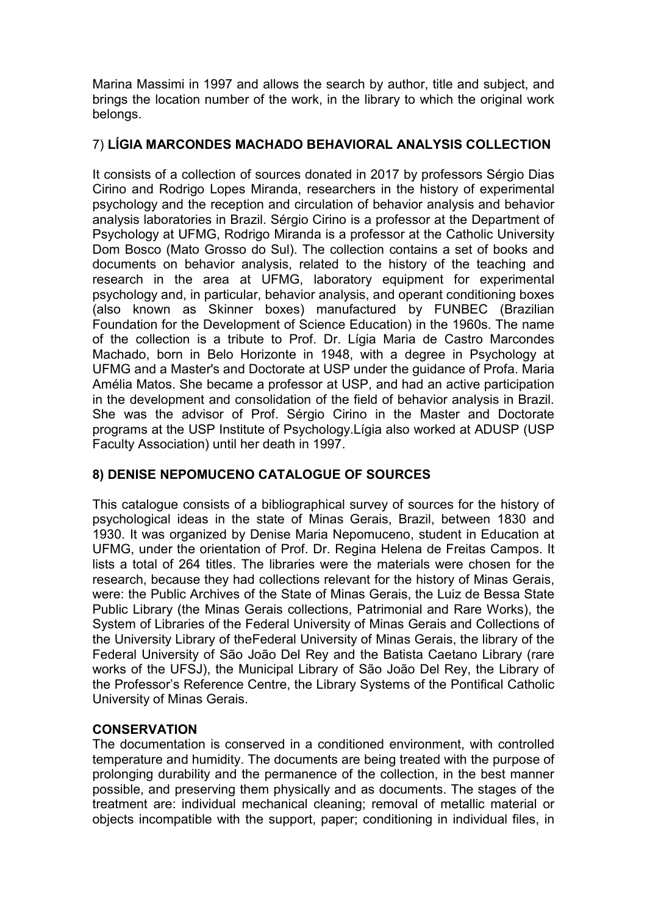Marina Massimi in 1997 and allows the search by author, title and subject, and brings the location number of the work, in the library to which the original work belongs.

### 7) **LÍGIA MARCONDES MACHADO BEHAVIORAL ANALYSIS COLLECTION**

It consists of a collection of sources donated in 2017 by professors Sérgio Dias Cirino and Rodrigo Lopes Miranda, researchers in the history of experimental psychology and the reception and circulation of behavior analysis and behavior analysis laboratories in Brazil. Sérgio Cirino is a professor at the Department of Psychology at UFMG, Rodrigo Miranda is a professor at the Catholic University Dom Bosco (Mato Grosso do Sul). The collection contains a set of books and documents on behavior analysis, related to the history of the teaching and research in the area at UFMG, laboratory equipment for experimental psychology and, in particular, behavior analysis, and operant conditioning boxes (also known as Skinner boxes) manufactured by FUNBEC (Brazilian Foundation for the Development of Science Education) in the 1960s. The name of the collection is a tribute to Prof. Dr. Lígia Maria de Castro Marcondes Machado, born in Belo Horizonte in 1948, with a degree in Psychology at UFMG and a Master's and Doctorate at USP under the guidance of Profa. Maria Amélia Matos. She became a professor at USP, and had an active participation in the development and consolidation of the field of behavior analysis in Brazil. She was the advisor of Prof. Sérgio Cirino in the Master and Doctorate programs at the USP Institute of Psychology.Lígia also worked at ADUSP (USP Faculty Association) until her death in 1997.

### **8) DENISE NEPOMUCENO CATALOGUE OF SOURCES**

This catalogue consists of a bibliographical survey of sources for the history of psychological ideas in the state of Minas Gerais, Brazil, between 1830 and 1930. It was organized by Denise Maria Nepomuceno, student in Education at UFMG, under the orientation of Prof. Dr. Regina Helena de Freitas Campos. It lists a total of 264 titles. The libraries were the materials were chosen for the research, because they had collections relevant for the history of Minas Gerais, were: the Public Archives of the State of Minas Gerais, the Luiz de Bessa State Public Library (the Minas Gerais collections, Patrimonial and Rare Works), the System of Libraries of the Federal University of Minas Gerais and Collections of the University Library of theFederal University of Minas Gerais, the library of the Federal University of São João Del Rey and the Batista Caetano Library (rare works of the UFSJ), the Municipal Library of São João Del Rey, the Library of the Professor's Reference Centre, the Library Systems of the Pontifical Catholic University of Minas Gerais.

### **CONSERVATION**

The documentation is conserved in a conditioned environment, with controlled temperature and humidity. The documents are being treated with the purpose of prolonging durability and the permanence of the collection, in the best manner possible, and preserving them physically and as documents. The stages of the treatment are: individual mechanical cleaning; removal of metallic material or objects incompatible with the support, paper; conditioning in individual files, in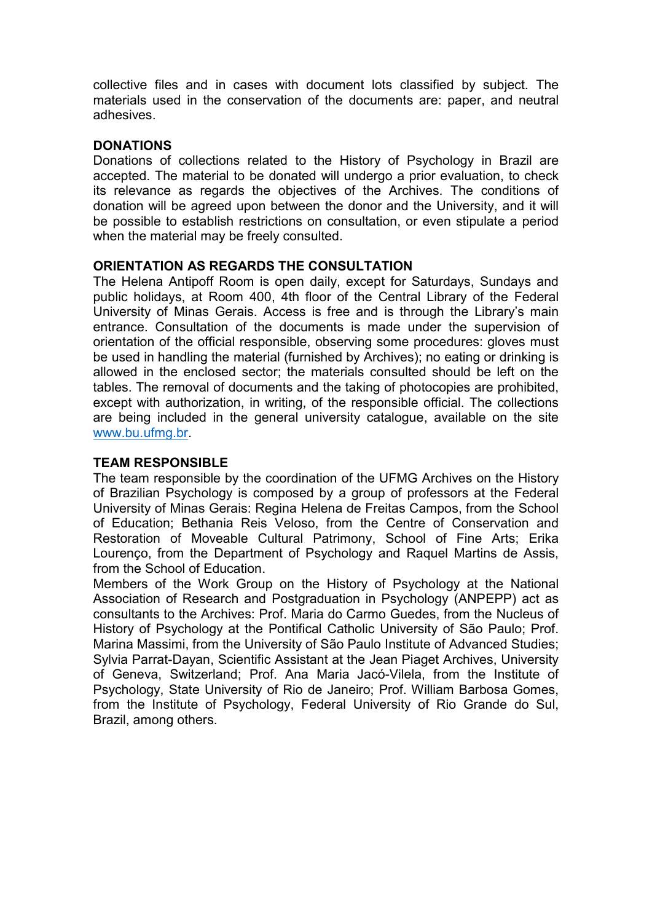collective files and in cases with document lots classified by subject. The materials used in the conservation of the documents are: paper, and neutral adhesives.

## DONATIONS

Donations of collections related to the History of Psychology in Brazil are accepted. The material to be donated will undergo a prior evaluation, to check its relevance as regards the objectives of the Archives. The conditions of donation will be agreed upon between the donor and the University, and it will be possible to establish restrictions on consultation, or even stipulate a period when the material may be freely consulted.

## ORIENTATION AS REGARDS THE CONSULTATION

The Helena Antipoff Room is open daily, except for Saturdays, Sundays and public holidays, at Room 400, 4th floor of the Central Library of the Federal University of Minas Gerais. Access is free and is through the Library's main entrance. Consultation of the documents is made under the supervision of orientation of the official responsible, observing some procedures: gloves must be used in handling the material (furnished by Archives); no eating or drinking is allowed in the enclosed sector; the materials consulted should be left on the tables. The removal of documents and the taking of photocopies are prohibited, except with authorization, in writing, of the responsible official. The collections are being included in the general university catalogue, available on the site [www.bu.ufmg.br](http://www.bu.ufmg.br).

## TEAM RESPONSIBLE

The team responsible by the coordination of the UFMG Archives on the History of Brazilian Psychology is composed by a group of professors at the Federal University of Minas Gerais: Regina Helena de Freitas Campos, from the School of Education; Bethania Reis Veloso, from the Centre of Conservation and Restoration of Moveable Cultural Patrimony, School of Fine Arts; Erika Lourenço, from the Department of Psychology and Raquel Martins de Assis, from the School of Education.

Members of the Work Group on the History of Psychology at the National Association of Research and Postgraduation in Psychology (ANPEPP) act as consultants to the Archives: Prof. Maria do Carmo Guedes, from the Nucleus of History of Psychology at the Pontifical Catholic University of São Paulo; Prof. Marina Massimi, from the University of São Paulo Institute of Advanced Studies; Sylvia Parrat-Dayan, Scientific Assistant at the Jean Piaget Archives, University of Geneva, Switzerland; Prof. Ana Maria Jacó-Vilela, from the Institute of Psychology, State University of Rio de Janeiro; Prof. William Barbosa Gomes, from the Institute of Psychology, Federal University of Rio Grande do Sul, Brazil, among others.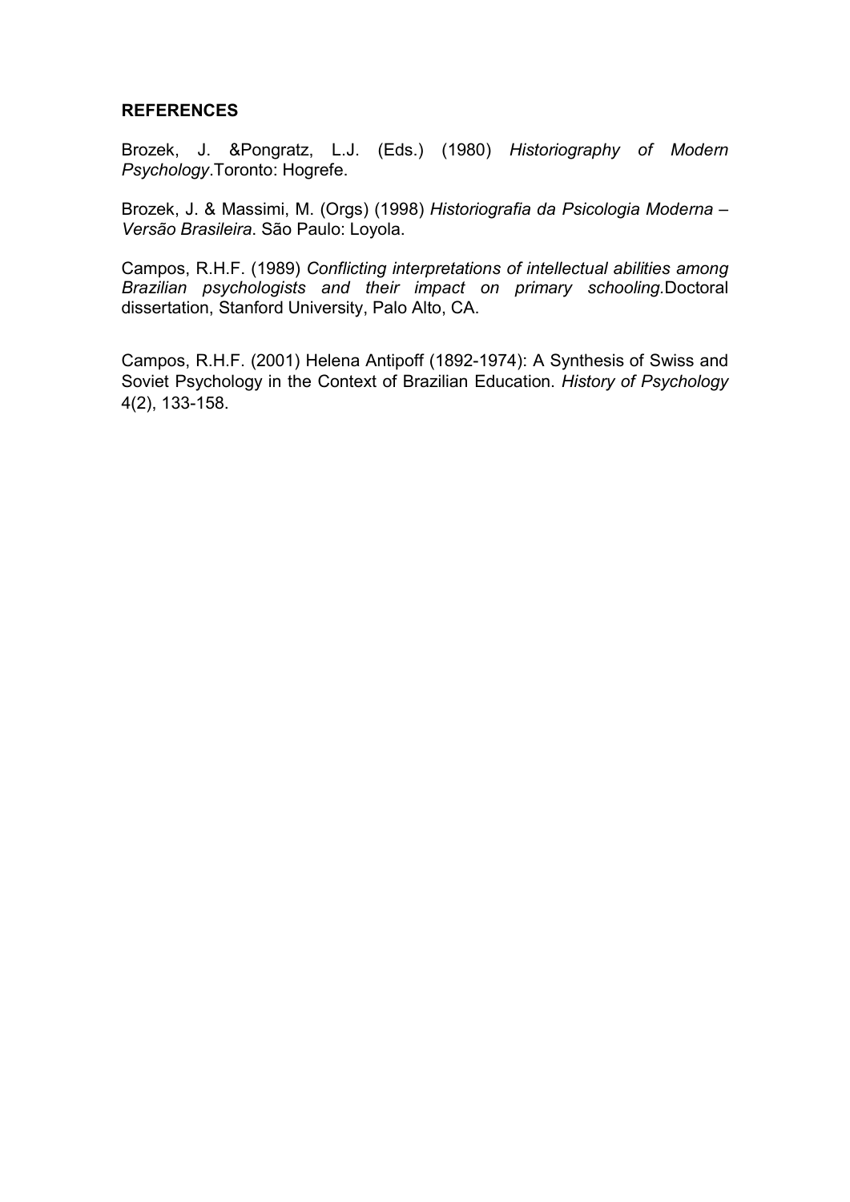**REFERENCES**

Brozek, J. &Pongratz, L.J. (Eds.) (1980) *Historiography of Modern Psychology*.Toronto: Hogrefe.

Brozek, J. & Massimi, M. (Orgs) (1998) *Historiografia da Psicologia Moderna – Versão Brasileira*. São Paulo: Loyola.

Campos, R.H.F. (1989) *Conflicting interpretations of intellectual abilities among Brazilian psychologists and their impact on primary schooling.*Doctoral dissertation, Stanford University, Palo Alto, CA.

Campos, R.H.F. (2001) Helena Antipoff (1892-1974): A Synthesis of Swiss and Soviet Psychology in the Context of Brazilian Education. *History of Psychology* 4(2), 133-158.